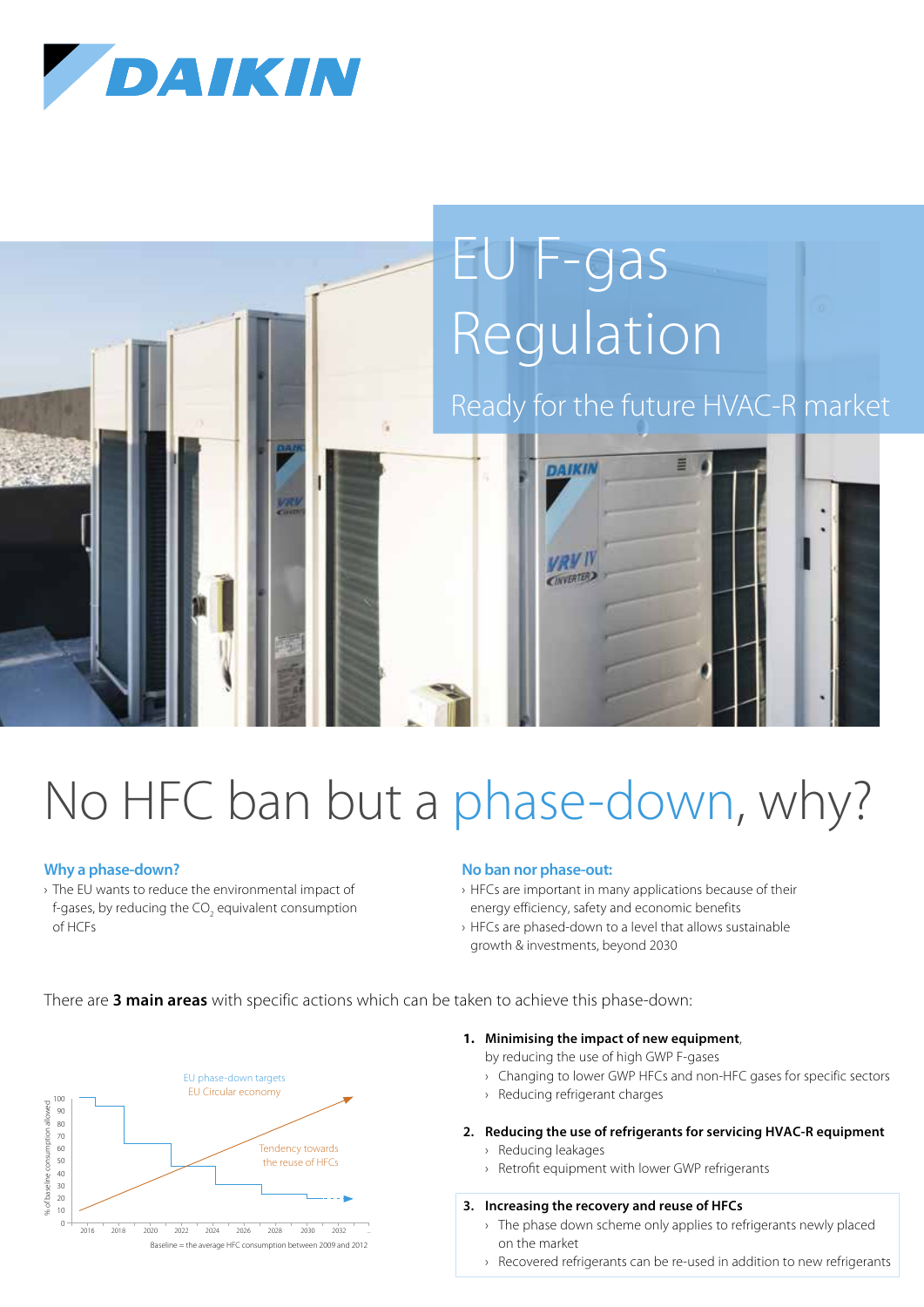# EU F-gas Regulation

Ready for the future HVAC-R market

## No HFC ban but a phase-down, why?

### Why a phase-down?

› The EU wants to reduce the environmental impact of f-gases, by reducing the $CO_2$ equivalent consumption of HCFs

### No ban nor phase-out:

› HFCs are important in many applications because of their energy efficiency, safety and economic benefits
› HFCs are phased-down to a level that allows sustainable growth & investments, beyond 2030

There are **3 main areas** with specific actions which can be taken to achieve this phase-down:

EU phase-down targets
EU Circular economy

Tendency towards the reuse of HFCs

% of baseline consumption allowed

Baseline = the average HFC consumption between 2009 and 2012

1. **Minimising the impact of new equipment**, by reducing the use of high GWP F-gases
   › Changing to lower GWP HFCs and non-HFC gases for specific sectors
   › Reducing refrigerant charges

2. **Reducing the use of refrigerants for servicing HVAC-R equipment**
   › Reducing leakages
   › Retrofit equipment with lower GWP refrigerants

3. **Increasing the recovery and reuse of HFCs**
   › The phase down scheme only applies to refrigerants newly placed on the market
   › Recovered refrigerants can be re-used in addition to new refrigerants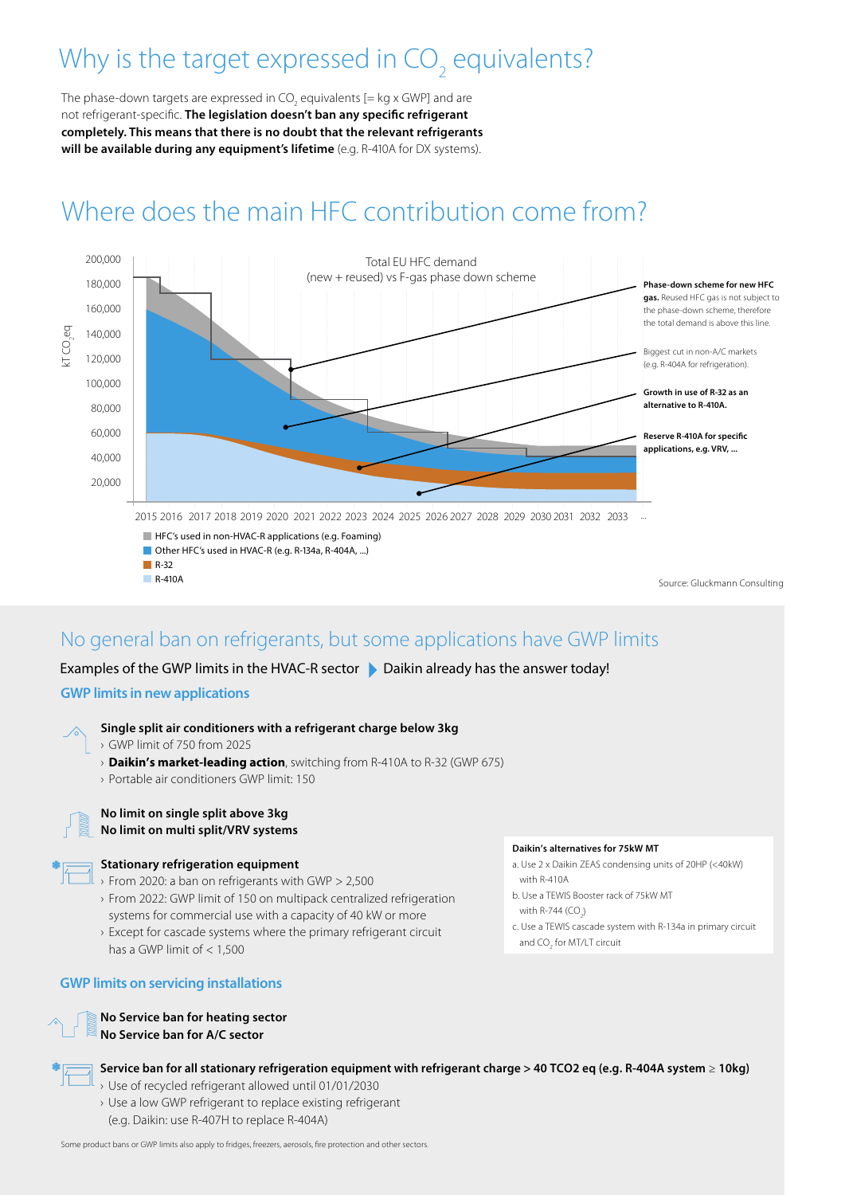# Why is the target expressed in $CO_2$ equivalents?

The phase-down targets are expressed in $CO_2$ equivalents [= kg x GWP] and are not refrigerant-specific. **The legislation doesn't ban any specific refrigerant completely. This means that there is no doubt that the relevant refrigerants will be available during any equipment's lifetime** (e.g. R-410A for DX systems).

# Where does the main HFC contribution come from?

Total EU HFC demand (new + reused) vs F-gas phase down scheme

kT $CO_2$eq

200,000 / 180,000 / 160,000 / 140,000 / 120,000 / 100,000 / 80,000 / 60,000 / 40,000 / 20,000

2015 2016 2017 2018 2019 2020 2021 2022 2023 2024 2025 2026 2027 2028 2029 2030 2031 2032 2033 ...

**Phase-down scheme for new HFC gas.** Reused HFC gas is not subject to the phase-down scheme, therefore the total demand is above this line.

Biggest cut in non-A/C markets (e.g. R-404A for refrigeration).

**Growth in use of R-32 as an alternative to R-410A.**

**Reserve R-410A for specific applications, e.g. VRV, ...**

- HFC's used in non-HVAC-R applications (e.g. Foaming)
- Other HFC's used in HVAC-R (e.g. R-134a, R-404A, ...)
- R-32
- R-410A

Source: Gluckmann Consulting

## No general ban on refrigerants, but some applications have GWP limits

Examples of the GWP limits in the HVAC-R sector ▶ Daikin already has the answer today!

### GWP limits in new applications

**Single split air conditioners with a refrigerant charge below 3kg**
- GWP limit of 750 from 2025
- **Daikin's market-leading action**, switching from R-410A to R-32 (GWP 675)
- Portable air conditioners GWP limit: 150

**No limit on single split above 3kg**
**No limit on multi split/VRV systems**

**Stationary refrigeration equipment**
- From 2020: a ban on refrigerants with GWP > 2,500
- From 2022: GWP limit of 150 on multipack centralized refrigeration systems for commercial use with a capacity of 40 kW or more
- Except for cascade systems where the primary refrigerant circuit has a GWP limit of < 1,500

**Daikin's alternatives for 75kW MT**

a. Use 2 x Daikin ZEAS condensing units of 20HP (<40kW) with R-410A
b. Use a TEWIS Booster rack of 75kW MT with R-744 ($CO_2$)
c. Use a TEWIS cascade system with R-134a in primary circuit and $CO_2$ for MT/LT circuit

### GWP limits on servicing installations

**No Service ban for heating sector**
**No Service ban for A/C sector**

**Service ban for all stationary refrigeration equipment with refrigerant charge > 40 TCO2 eq (e.g. R-404A system ≥ 10kg)**
- Use of recycled refrigerant allowed until 01/01/2030
- Use a low GWP refrigerant to replace existing refrigerant (e.g. Daikin: use R-407H to replace R-404A)

Some product bans or GWP limits also apply to fridges, freezers, aerosols, fire protection and other sectors.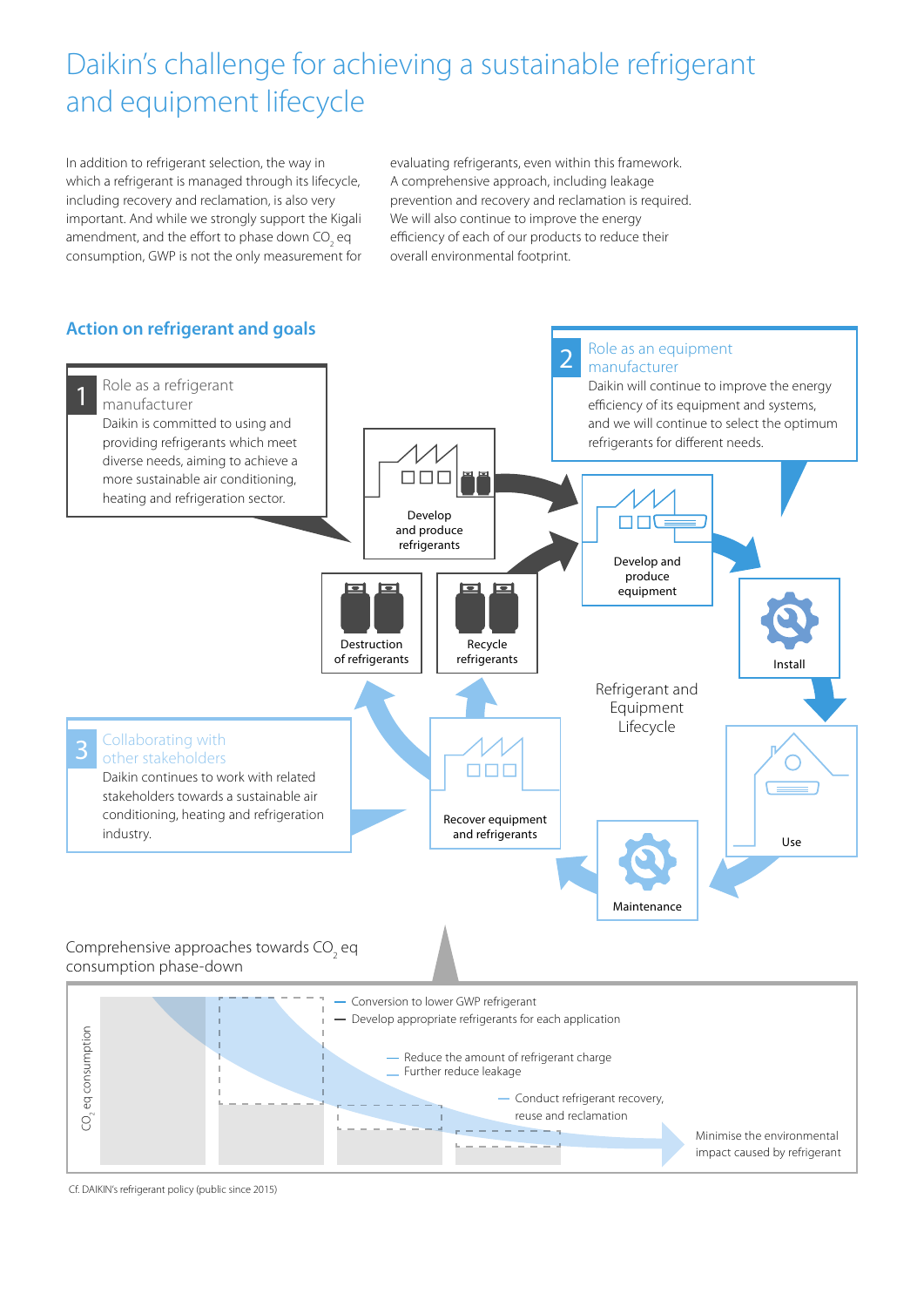# Daikin's challenge for achieving a sustainable refrigerant and equipment lifecycle

In addition to refrigerant selection, the way in which a refrigerant is managed through its lifecycle, including recovery and reclamation, is also very important. And while we strongly support the Kigali amendment, and the effort to phase down $CO_2$ eq consumption, GWP is not the only measurement for evaluating refrigerants, even within this framework. A comprehensive approach, including leakage prevention and recovery and reclamation is required. We will also continue to improve the energy efficiency of each of our products to reduce their overall environmental footprint.

## Action on refrigerant and goals

**1 Role as a refrigerant manufacturer**

Daikin is committed to using and providing refrigerants which meet diverse needs, aiming to achieve a more sustainable air conditioning, heating and refrigeration sector.

**2 Role as an equipment manufacturer**

Daikin will continue to improve the energy efficiency of its equipment and systems, and we will continue to select the optimum refrigerants for different needs.

**3 Collaborating with other stakeholders**

Daikin continues to work with related stakeholders towards a sustainable air conditioning, heating and refrigeration industry.

Refrigerant and Equipment Lifecycle:

- Develop and produce refrigerants
- Develop and produce equipment
- Install
- Use
- Maintenance
- Recover equipment and refrigerants
- Recycle refrigerants
- Destruction of refrigerants

## Comprehensive approaches towards $CO_2$ eq consumption phase-down

$CO_2$ eq consumption

- Conversion to lower GWP refrigerant
- Develop appropriate refrigerants for each application
- Reduce the amount of refrigerant charge
- Further reduce leakage
- Conduct refrigerant recovery, reuse and reclamation

Minimise the environmental impact caused by refrigerant

Cf. DAIKIN's refrigerant policy (public since 2015)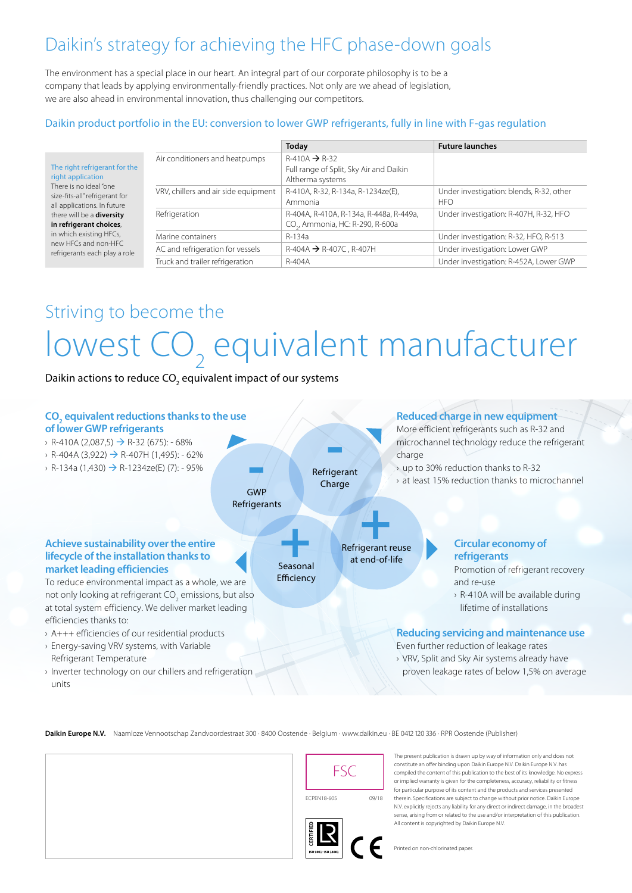# Daikin's strategy for achieving the HFC phase-down goals

The environment has a special place in our heart. An integral part of our corporate philosophy is to be a company that leads by applying environmentally-friendly practices. Not only are we ahead of legislation, we are also ahead in environmental innovation, thus challenging our competitors.

## Daikin product portfolio in the EU: conversion to lower GWP refrigerants, fully in line with F-gas regulation

The right refrigerant for the right application

There is no ideal "one size-fits-all" refrigerant for all applications. In future there will be a **diversity in refrigerant choices**, in which existing HFCs, new HFCs and non-HFC refrigerants each play a role

| | Today | Future launches |
|---|---|---|
| Air conditioners and heatpumps | R-410A → R-32<br>Full range of Split, Sky Air and Daikin Altherma systems | |
| VRV, chillers and air side equipment | R-410A, R-32, R-134a, R-1234ze(E), Ammonia | Under investigation: blends, R-32, other HFO |
| Refrigeration | R-404A, R-410A, R-134a, R-448a, R-449a, $CO_2$, Ammonia, HC: R-290, R-600a | Under investigation: R-407H, R-32, HFO |
| Marine containers | R-134a | Under investigation: R-32, HFO, R-513 |
| AC and refrigeration for vessels | R-404A → R-407C , R-407H | Under investigation: Lower GWP |
| Truck and trailer refrigeration | R-404A | Under investigation: R-452A, Lower GWP |

# Striving to become the lowest $CO_2$ equivalent manufacturer

Daikin actions to reduce $CO_2$ equivalent impact of our systems

- GWP Refrigerants
- Refrigerant Charge
+ Seasonal Efficiency
+ Refrigerant reuse at end-of-life

### $CO_2$ equivalent reductions thanks to the use of lower GWP refrigerants

- R-410A (2,087,5) → R-32 (675): - 68%
- R-404A (3,922) → R-407H (1,495): - 62%
- R-134a (1,430) → R-1234ze(E) (7): - 95%

### Reduced charge in new equipment

More efficient refrigerants such as R-32 and microchannel technology reduce the refrigerant charge

- up to 30% reduction thanks to R-32
- at least 15% reduction thanks to microchannel

### Achieve sustainability over the entire lifecycle of the installation thanks to market leading efficiencies

To reduce environmental impact as a whole, we are not only looking at refrigerant $CO_2$ emissions, but also at total system efficiency. We deliver market leading efficiencies thanks to:

- A+++ efficiencies of our residential products
- Energy-saving VRV systems, with Variable Refrigerant Temperature
- Inverter technology on our chillers and refrigeration units

### Circular economy of refrigerants

Promotion of refrigerant recovery and re-use

- R-410A will be available during lifetime of installations

### Reducing servicing and maintenance use

Even further reduction of leakage rates

- VRV, Split and Sky Air systems already have proven leakage rates of below 1,5% on average

**Daikin Europe N.V.** Naamloze Vennootschap Zandvoordestraat 300 · 8400 Oostende · Belgium · www.daikin.eu · BE 0412 120 336 · RPR Oostende (Publisher)

FSC

ECPEN18-605 09/18

The present publication is drawn up by way of information only and does not constitute an offer binding upon Daikin Europe N.V. Daikin Europe N.V. has compiled the content of this publication to the best of its knowledge. No express or implied warranty is given for the completeness, accuracy, reliability or fitness for particular purpose of its content and the products and services presented therein. Specifications are subject to change without prior notice. Daikin Europe N.V. explicitly rejects any liability for any direct or indirect damage, in the broadest sense, arising from or related to the use and/or interpretation of this publication. All content is copyrighted by Daikin Europe N.V.

Printed on non-chlorinated paper.